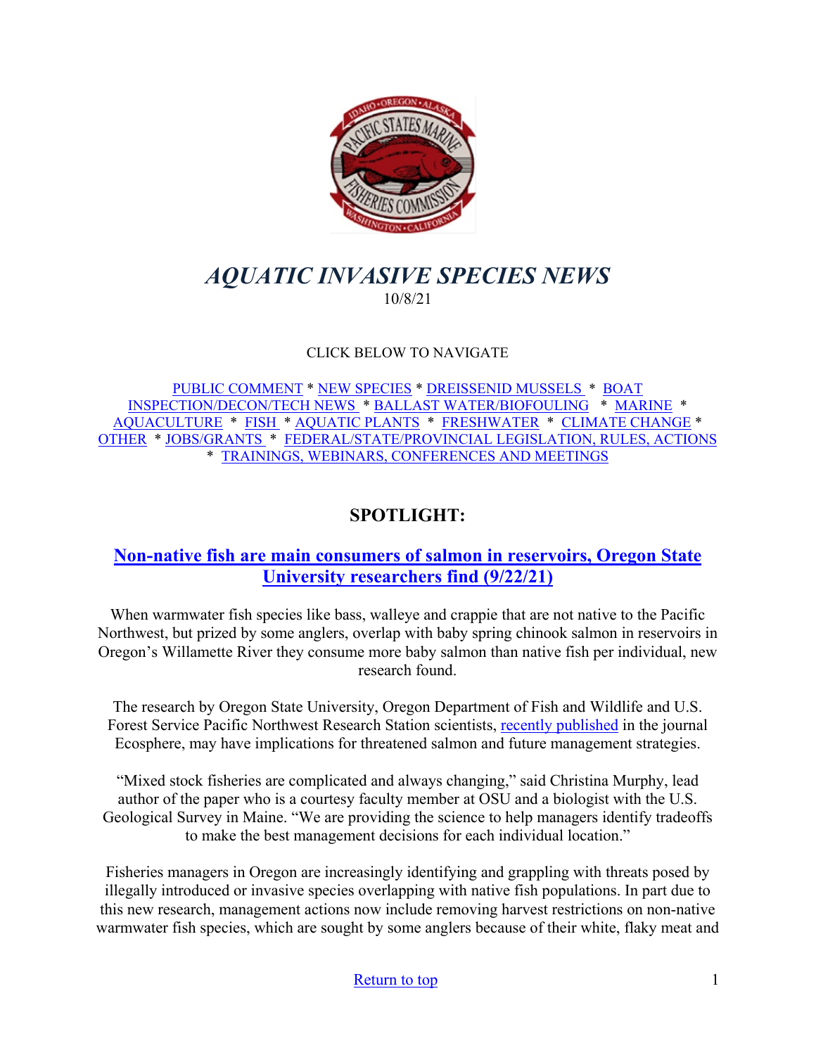# *AQUATIC INVASIVE SPECIES NEWS*

10/8/21

CLICK BELOW TO NAVIGATE

PUBLIC COMMENT * NEW SPECIES * DREISSENID MUSSELS * BOAT INSPECTION/DECON/TECH NEWS * BALLAST WATER/BIOFOULING * MARINE * AQUACULTURE * FISH * AQUATIC PLANTS * FRESHWATER * CLIMATE CHANGE * OTHER * JOBS/GRANTS * FEDERAL/STATE/PROVINCIAL LEGISLATION, RULES, ACTIONS * TRAININGS, WEBINARS, CONFERENCES AND MEETINGS

## SPOTLIGHT:

### Non-native fish are main consumers of salmon in reservoirs, Oregon State University researchers find (9/22/21)

When warmwater fish species like bass, walleye and crappie that are not native to the Pacific Northwest, but prized by some anglers, overlap with baby spring chinook salmon in reservoirs in Oregon's Willamette River they consume more baby salmon than native fish per individual, new research found.

The research by Oregon State University, Oregon Department of Fish and Wildlife and U.S. Forest Service Pacific Northwest Research Station scientists, recently published in the journal Ecosphere, may have implications for threatened salmon and future management strategies.

"Mixed stock fisheries are complicated and always changing," said Christina Murphy, lead author of the paper who is a courtesy faculty member at OSU and a biologist with the U.S. Geological Survey in Maine. "We are providing the science to help managers identify tradeoffs to make the best management decisions for each individual location."

Fisheries managers in Oregon are increasingly identifying and grappling with threats posed by illegally introduced or invasive species overlapping with native fish populations. In part due to this new research, management actions now include removing harvest restrictions on non-native warmwater fish species, which are sought by some anglers because of their white, flaky meat and

Return to top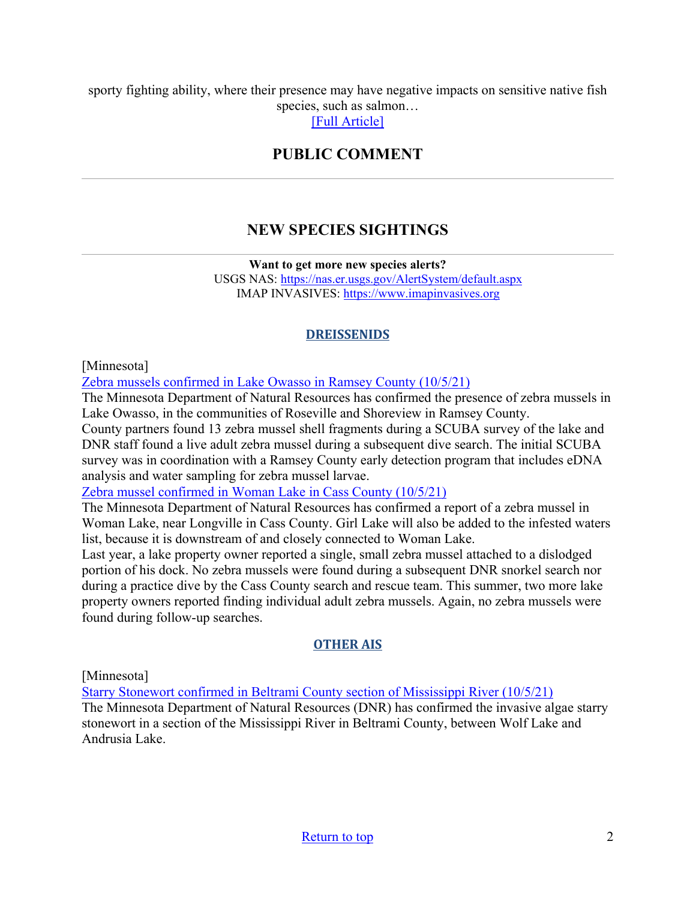sporty fighting ability, where their presence may have negative impacts on sensitive native fish species, such as salmon…
[Full Article]

## PUBLIC COMMENT

---

## NEW SPECIES SIGHTINGS

---

**Want to get more new species alerts?**
USGS NAS: https://nas.er.usgs.gov/AlertSystem/default.aspx
IMAP INVASIVES: https://www.imapinvasives.org

### DREISSENIDS

[Minnesota]

Zebra mussels confirmed in Lake Owasso in Ramsey County (10/5/21)
The Minnesota Department of Natural Resources has confirmed the presence of zebra mussels in Lake Owasso, in the communities of Roseville and Shoreview in Ramsey County.
County partners found 13 zebra mussel shell fragments during a SCUBA survey of the lake and DNR staff found a live adult zebra mussel during a subsequent dive search. The initial SCUBA survey was in coordination with a Ramsey County early detection program that includes eDNA analysis and water sampling for zebra mussel larvae.

Zebra mussel confirmed in Woman Lake in Cass County (10/5/21)
The Minnesota Department of Natural Resources has confirmed a report of a zebra mussel in Woman Lake, near Longville in Cass County. Girl Lake will also be added to the infested waters list, because it is downstream of and closely connected to Woman Lake.
Last year, a lake property owner reported a single, small zebra mussel attached to a dislodged portion of his dock. No zebra mussels were found during a subsequent DNR snorkel search nor during a practice dive by the Cass County search and rescue team. This summer, two more lake property owners reported finding individual adult zebra mussels. Again, no zebra mussels were found during follow-up searches.

### OTHER AIS

[Minnesota]

Starry Stonewort confirmed in Beltrami County section of Mississippi River (10/5/21)
The Minnesota Department of Natural Resources (DNR) has confirmed the invasive algae starry stonewort in a section of the Mississippi River in Beltrami County, between Wolf Lake and Andrusia Lake.

Return to top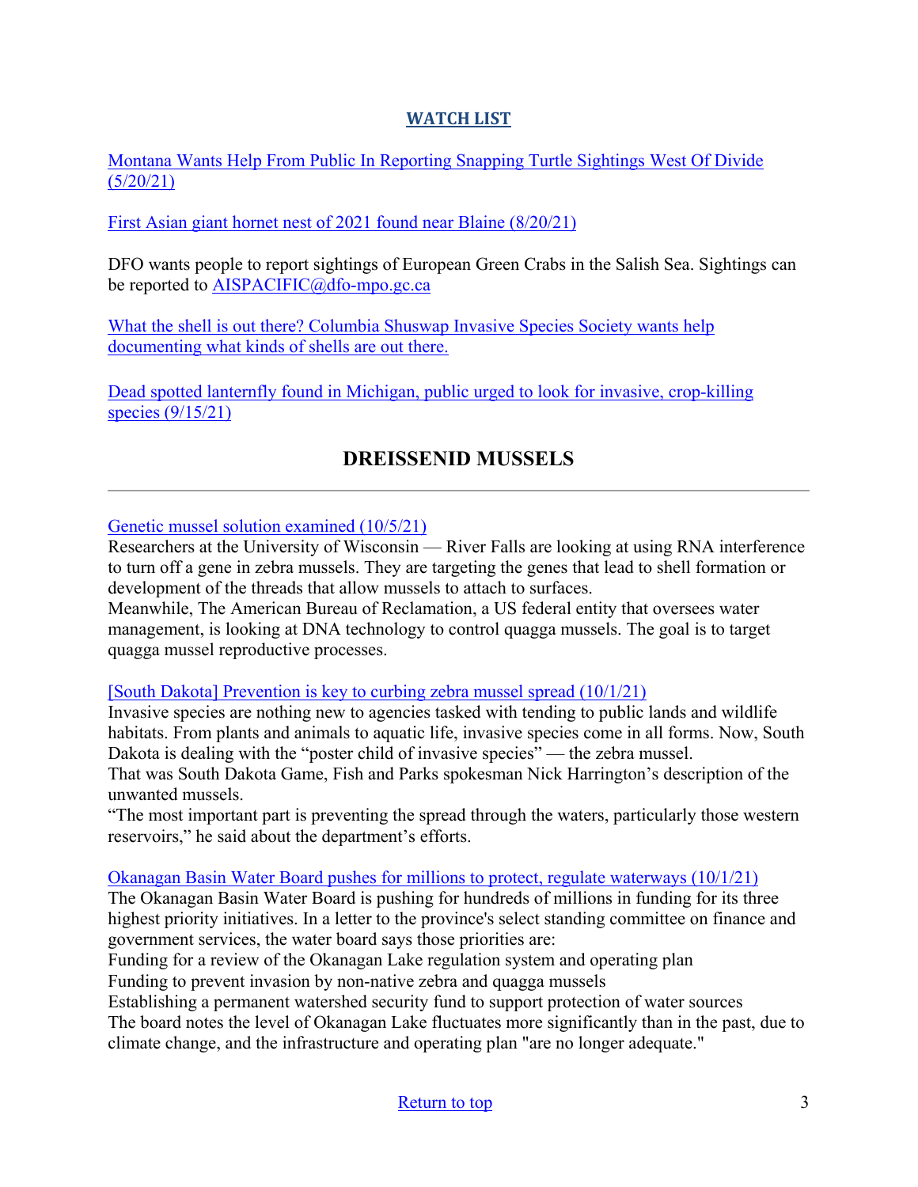## WATCH LIST

Montana Wants Help From Public In Reporting Snapping Turtle Sightings West Of Divide (5/20/21)

First Asian giant hornet nest of 2021 found near Blaine (8/20/21)

DFO wants people to report sightings of European Green Crabs in the Salish Sea. Sightings can be reported to AISPACIFIC@dfo-mpo.gc.ca

What the shell is out there? Columbia Shuswap Invasive Species Society wants help documenting what kinds of shells are out there.

Dead spotted lanternfly found in Michigan, public urged to look for invasive, crop-killing species (9/15/21)

## DREISSENID MUSSELS

---

Genetic mussel solution examined (10/5/21)

Researchers at the University of Wisconsin — River Falls are looking at using RNA interference to turn off a gene in zebra mussels. They are targeting the genes that lead to shell formation or development of the threads that allow mussels to attach to surfaces.

Meanwhile, The American Bureau of Reclamation, a US federal entity that oversees water management, is looking at DNA technology to control quagga mussels. The goal is to target quagga mussel reproductive processes.

[South Dakota] Prevention is key to curbing zebra mussel spread (10/1/21)

Invasive species are nothing new to agencies tasked with tending to public lands and wildlife habitats. From plants and animals to aquatic life, invasive species come in all forms. Now, South Dakota is dealing with the "poster child of invasive species" — the zebra mussel.

That was South Dakota Game, Fish and Parks spokesman Nick Harrington's description of the unwanted mussels.

"The most important part is preventing the spread through the waters, particularly those western reservoirs," he said about the department's efforts.

Okanagan Basin Water Board pushes for millions to protect, regulate waterways (10/1/21)

The Okanagan Basin Water Board is pushing for hundreds of millions in funding for its three highest priority initiatives. In a letter to the province's select standing committee on finance and government services, the water board says those priorities are:

Funding for a review of the Okanagan Lake regulation system and operating plan

Funding to prevent invasion by non-native zebra and quagga mussels

Establishing a permanent watershed security fund to support protection of water sources

The board notes the level of Okanagan Lake fluctuates more significantly than in the past, due to climate change, and the infrastructure and operating plan "are no longer adequate."

Return to top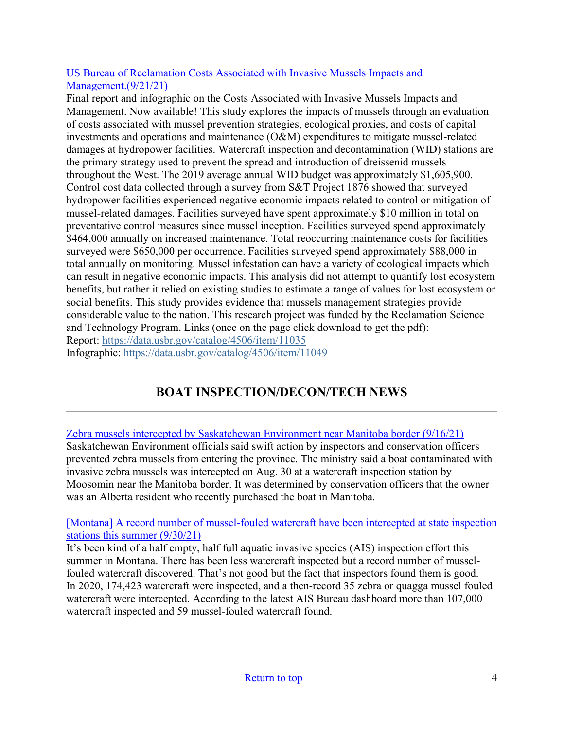[US Bureau of Reclamation Costs Associated with Invasive Mussels Impacts and Management.(9/21/21)](https://data.usbr.gov/catalog/4506/item/11035)

Final report and infographic on the Costs Associated with Invasive Mussels Impacts and Management. Now available! This study explores the impacts of mussels through an evaluation of costs associated with mussel prevention strategies, ecological proxies, and costs of capital investments and operations and maintenance (O&M) expenditures to mitigate mussel-related damages at hydropower facilities. Watercraft inspection and decontamination (WID) stations are the primary strategy used to prevent the spread and introduction of dreissenid mussels throughout the West. The 2019 average annual WID budget was approximately $1,605,900. Control cost data collected through a survey from S&T Project 1876 showed that surveyed hydropower facilities experienced negative economic impacts related to control or mitigation of mussel-related damages. Facilities surveyed have spent approximately $10 million in total on preventative control measures since mussel inception. Facilities surveyed spend approximately $464,000 annually on increased maintenance. Total reoccurring maintenance costs for facilities surveyed were $650,000 per occurrence. Facilities surveyed spend approximately $88,000 in total annually on monitoring. Mussel infestation can have a variety of ecological impacts which can result in negative economic impacts. This analysis did not attempt to quantify lost ecosystem benefits, but rather it relied on existing studies to estimate a range of values for lost ecosystem or social benefits. This study provides evidence that mussels management strategies provide considerable value to the nation. This research project was funded by the Reclamation Science and Technology Program. Links (once on the page click download to get the pdf):
Report: https://data.usbr.gov/catalog/4506/item/11035
Infographic: https://data.usbr.gov/catalog/4506/item/11049

## BOAT INSPECTION/DECON/TECH NEWS

---

Zebra mussels intercepted by Saskatchewan Environment near Manitoba border (9/16/21)

Saskatchewan Environment officials said swift action by inspectors and conservation officers prevented zebra mussels from entering the province. The ministry said a boat contaminated with invasive zebra mussels was intercepted on Aug. 30 at a watercraft inspection station by Moosomin near the Manitoba border. It was determined by conservation officers that the owner was an Alberta resident who recently purchased the boat in Manitoba.

[Montana] A record number of mussel-fouled watercraft have been intercepted at state inspection stations this summer (9/30/21)

It's been kind of a half empty, half full aquatic invasive species (AIS) inspection effort this summer in Montana. There has been less watercraft inspected but a record number of mussel-fouled watercraft discovered. That's not good but the fact that inspectors found them is good. In 2020, 174,423 watercraft were inspected, and a then-record 35 zebra or quagga mussel fouled watercraft were intercepted. According to the latest AIS Bureau dashboard more than 107,000 watercraft inspected and 59 mussel-fouled watercraft found.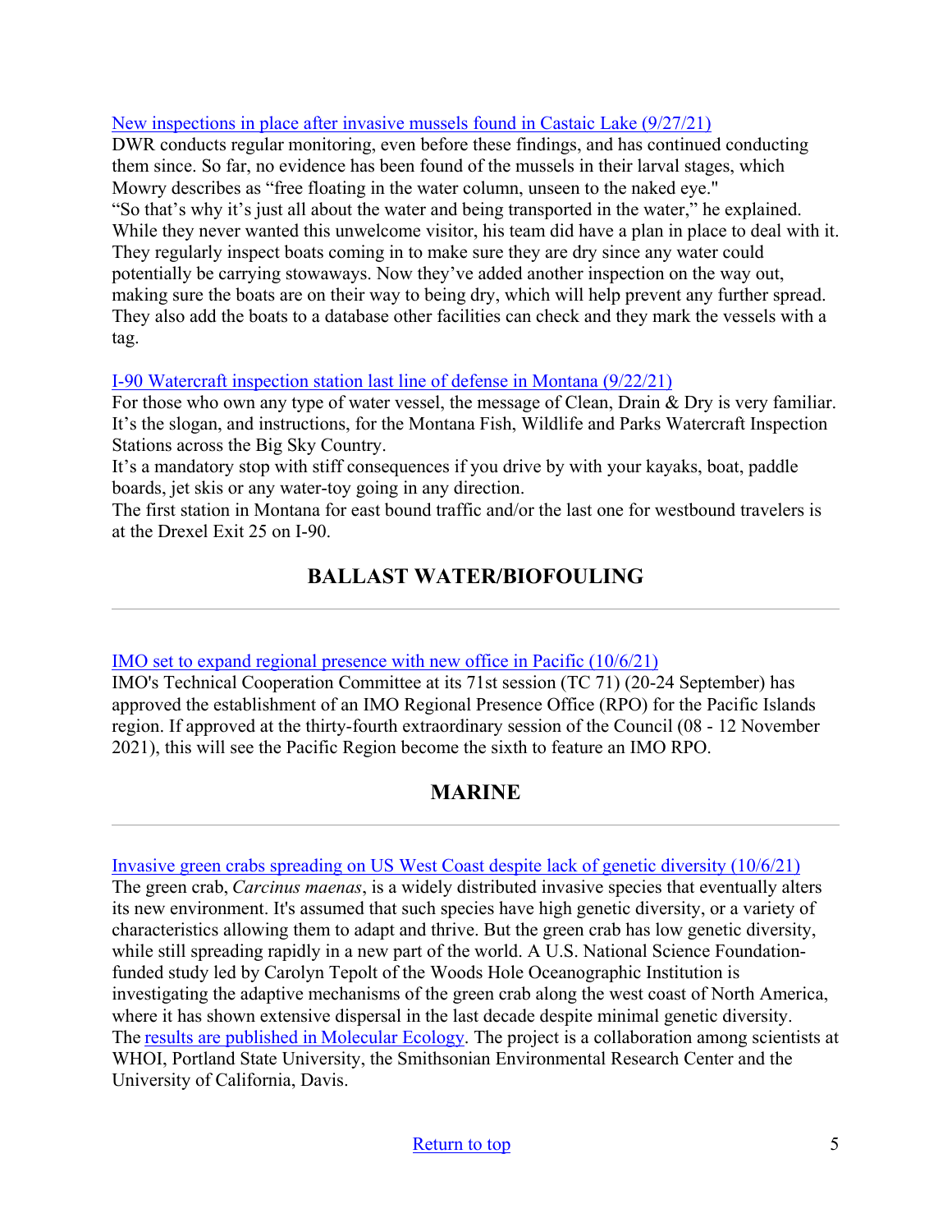New inspections in place after invasive mussels found in Castaic Lake (9/27/21)
DWR conducts regular monitoring, even before these findings, and has continued conducting them since. So far, no evidence has been found of the mussels in their larval stages, which Mowry describes as "free floating in the water column, unseen to the naked eye."
"So that's why it's just all about the water and being transported in the water," he explained. While they never wanted this unwelcome visitor, his team did have a plan in place to deal with it. They regularly inspect boats coming in to make sure they are dry since any water could potentially be carrying stowaways. Now they've added another inspection on the way out, making sure the boats are on their way to being dry, which will help prevent any further spread. They also add the boats to a database other facilities can check and they mark the vessels with a tag.

I-90 Watercraft inspection station last line of defense in Montana (9/22/21)
For those who own any type of water vessel, the message of Clean, Drain & Dry is very familiar. It's the slogan, and instructions, for the Montana Fish, Wildlife and Parks Watercraft Inspection Stations across the Big Sky Country.
It's a mandatory stop with stiff consequences if you drive by with your kayaks, boat, paddle boards, jet skis or any water-toy going in any direction.
The first station in Montana for east bound traffic and/or the last one for westbound travelers is at the Drexel Exit 25 on I-90.

## BALLAST WATER/BIOFOULING

IMO set to expand regional presence with new office in Pacific (10/6/21)
IMO's Technical Cooperation Committee at its 71st session (TC 71) (20-24 September) has approved the establishment of an IMO Regional Presence Office (RPO) for the Pacific Islands region. If approved at the thirty-fourth extraordinary session of the Council (08 - 12 November 2021), this will see the Pacific Region become the sixth to feature an IMO RPO.

## MARINE

Invasive green crabs spreading on US West Coast despite lack of genetic diversity (10/6/21)
The green crab, *Carcinus maenas*, is a widely distributed invasive species that eventually alters its new environment. It's assumed that such species have high genetic diversity, or a variety of characteristics allowing them to adapt and thrive. But the green crab has low genetic diversity, while still spreading rapidly in a new part of the world. A U.S. National Science Foundation-funded study led by Carolyn Tepolt of the Woods Hole Oceanographic Institution is investigating the adaptive mechanisms of the green crab along the west coast of North America, where it has shown extensive dispersal in the last decade despite minimal genetic diversity. The results are published in Molecular Ecology. The project is a collaboration among scientists at WHOI, Portland State University, the Smithsonian Environmental Research Center and the University of California, Davis.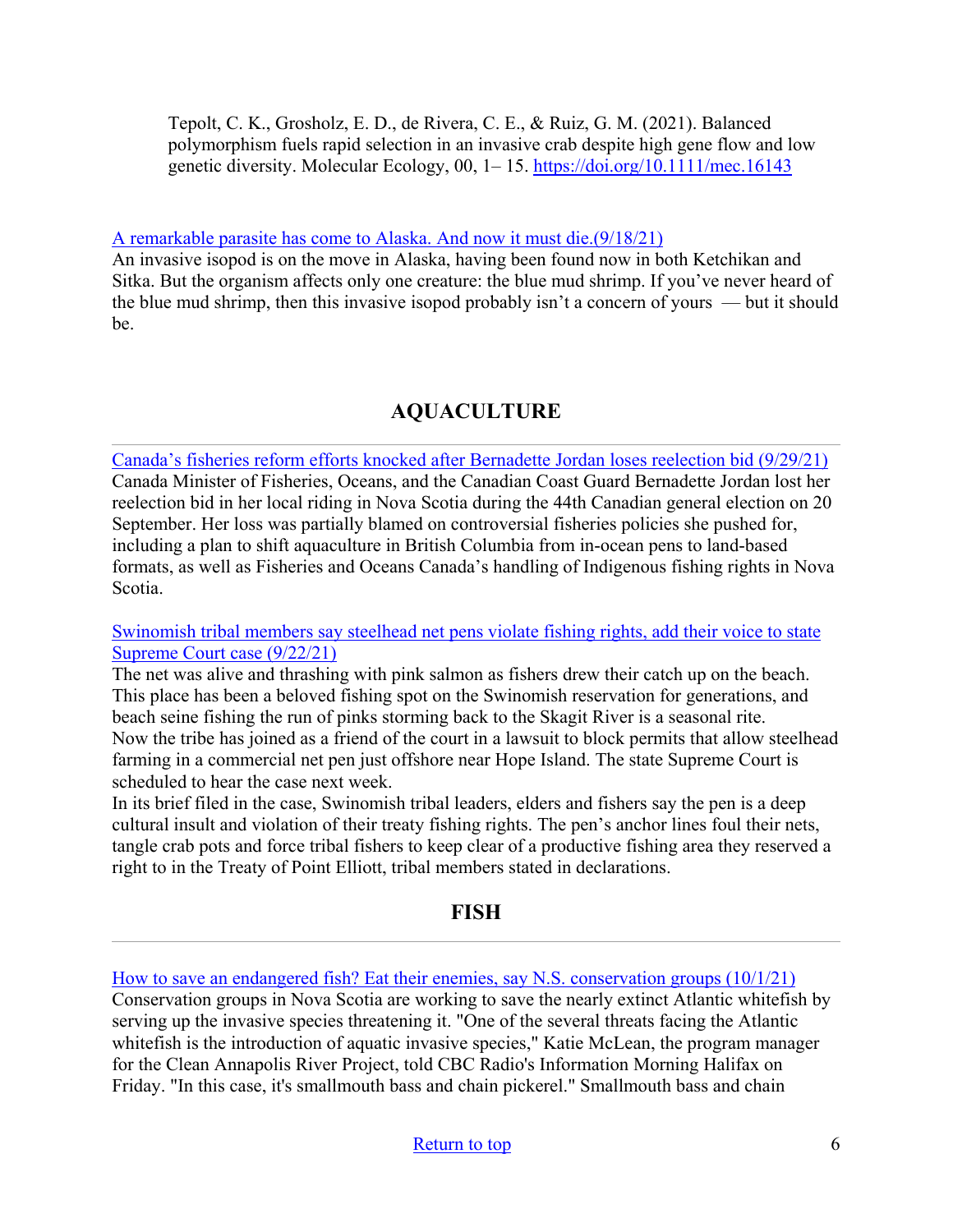Tepolt, C. K., Grosholz, E. D., de Rivera, C. E., & Ruiz, G. M. (2021). Balanced polymorphism fuels rapid selection in an invasive crab despite high gene flow and low genetic diversity. Molecular Ecology, 00, 1– 15. https://doi.org/10.1111/mec.16143

[A remarkable parasite has come to Alaska. And now it must die.(9/18/21)]
An invasive isopod is on the move in Alaska, having been found now in both Ketchikan and Sitka. But the organism affects only one creature: the blue mud shrimp. If you've never heard of the blue mud shrimp, then this invasive isopod probably isn't a concern of yours — but it should be.

## AQUACULTURE

[Canada's fisheries reform efforts knocked after Bernadette Jordan loses reelection bid (9/29/21)]
Canada Minister of Fisheries, Oceans, and the Canadian Coast Guard Bernadette Jordan lost her reelection bid in her local riding in Nova Scotia during the 44th Canadian general election on 20 September. Her loss was partially blamed on controversial fisheries policies she pushed for, including a plan to shift aquaculture in British Columbia from in-ocean pens to land-based formats, as well as Fisheries and Oceans Canada's handling of Indigenous fishing rights in Nova Scotia.

[Swinomish tribal members say steelhead net pens violate fishing rights, add their voice to state Supreme Court case (9/22/21)]
The net was alive and thrashing with pink salmon as fishers drew their catch up on the beach. This place has been a beloved fishing spot on the Swinomish reservation for generations, and beach seine fishing the run of pinks storming back to the Skagit River is a seasonal rite.
Now the tribe has joined as a friend of the court in a lawsuit to block permits that allow steelhead farming in a commercial net pen just offshore near Hope Island. The state Supreme Court is scheduled to hear the case next week.
In its brief filed in the case, Swinomish tribal leaders, elders and fishers say the pen is a deep cultural insult and violation of their treaty fishing rights. The pen's anchor lines foul their nets, tangle crab pots and force tribal fishers to keep clear of a productive fishing area they reserved a right to in the Treaty of Point Elliott, tribal members stated in declarations.

## FISH

[How to save an endangered fish? Eat their enemies, say N.S. conservation groups (10/1/21)]
Conservation groups in Nova Scotia are working to save the nearly extinct Atlantic whitefish by serving up the invasive species threatening it. "One of the several threats facing the Atlantic whitefish is the introduction of aquatic invasive species," Katie McLean, the program manager for the Clean Annapolis River Project, told CBC Radio's Information Morning Halifax on Friday. "In this case, it's smallmouth bass and chain pickerel." Smallmouth bass and chain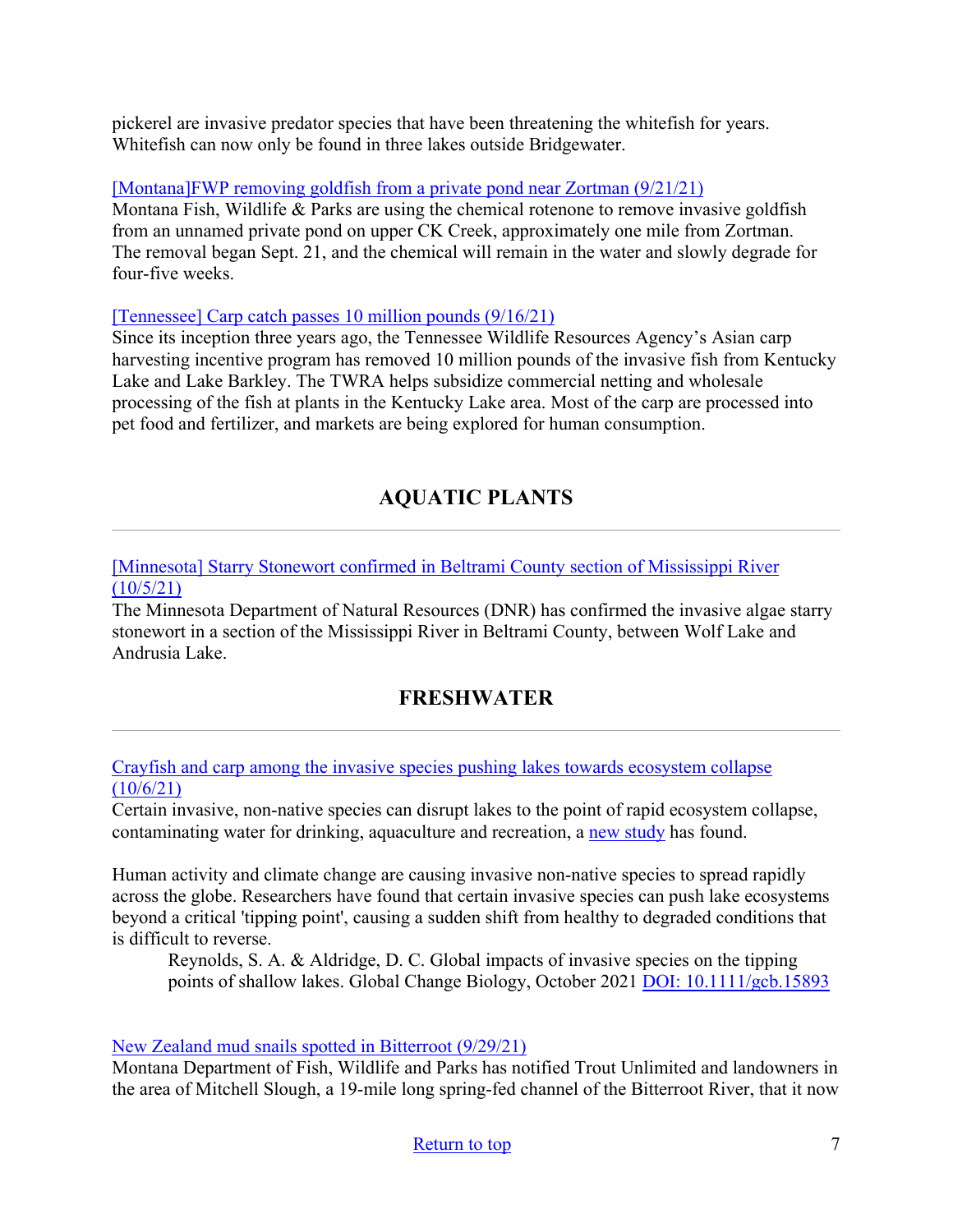pickerel are invasive predator species that have been threatening the whitefish for years. Whitefish can now only be found in three lakes outside Bridgewater.

[Montana]FWP removing goldfish from a private pond near Zortman (9/21/21)
Montana Fish, Wildlife & Parks are using the chemical rotenone to remove invasive goldfish from an unnamed private pond on upper CK Creek, approximately one mile from Zortman. The removal began Sept. 21, and the chemical will remain in the water and slowly degrade for four-five weeks.

[Tennessee] Carp catch passes 10 million pounds (9/16/21)
Since its inception three years ago, the Tennessee Wildlife Resources Agency's Asian carp harvesting incentive program has removed 10 million pounds of the invasive fish from Kentucky Lake and Lake Barkley. The TWRA helps subsidize commercial netting and wholesale processing of the fish at plants in the Kentucky Lake area. Most of the carp are processed into pet food and fertilizer, and markets are being explored for human consumption.

## AQUATIC PLANTS

[Minnesota] Starry Stonewort confirmed in Beltrami County section of Mississippi River (10/5/21)
The Minnesota Department of Natural Resources (DNR) has confirmed the invasive algae starry stonewort in a section of the Mississippi River in Beltrami County, between Wolf Lake and Andrusia Lake.

## FRESHWATER

Crayfish and carp among the invasive species pushing lakes towards ecosystem collapse (10/6/21)
Certain invasive, non-native species can disrupt lakes to the point of rapid ecosystem collapse, contaminating water for drinking, aquaculture and recreation, a new study has found.

Human activity and climate change are causing invasive non-native species to spread rapidly across the globe. Researchers have found that certain invasive species can push lake ecosystems beyond a critical 'tipping point', causing a sudden shift from healthy to degraded conditions that is difficult to reverse.

> Reynolds, S. A. & Aldridge, D. C. Global impacts of invasive species on the tipping points of shallow lakes. Global Change Biology, October 2021 DOI: 10.1111/gcb.15893

New Zealand mud snails spotted in Bitterroot (9/29/21)
Montana Department of Fish, Wildlife and Parks has notified Trout Unlimited and landowners in the area of Mitchell Slough, a 19-mile long spring-fed channel of the Bitterroot River, that it now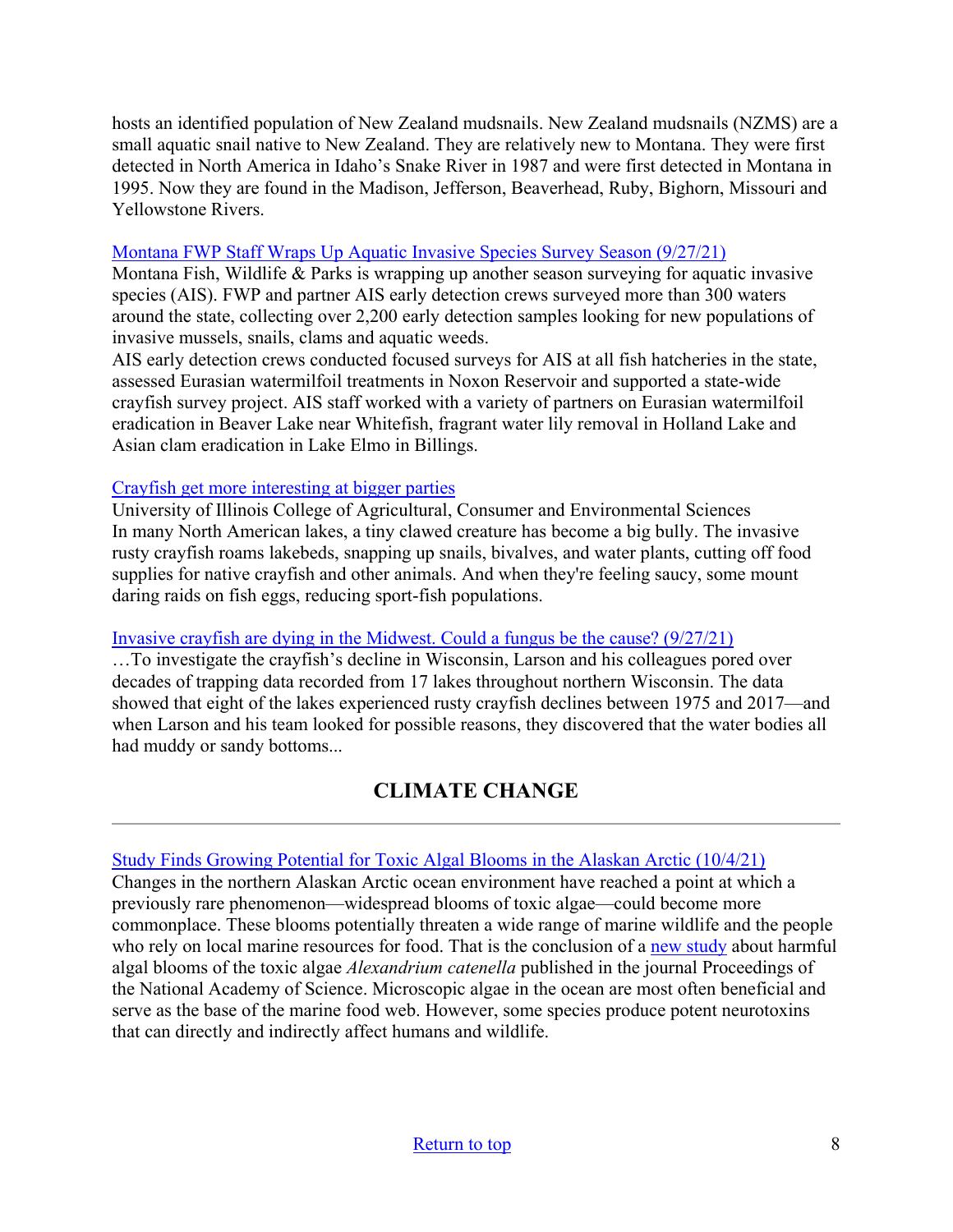hosts an identified population of New Zealand mudsnails. New Zealand mudsnails (NZMS) are a small aquatic snail native to New Zealand. They are relatively new to Montana. They were first detected in North America in Idaho's Snake River in 1987 and were first detected in Montana in 1995. Now they are found in the Madison, Jefferson, Beaverhead, Ruby, Bighorn, Missouri and Yellowstone Rivers.

[Montana FWP Staff Wraps Up Aquatic Invasive Species Survey Season (9/27/21)]

Montana Fish, Wildlife & Parks is wrapping up another season surveying for aquatic invasive species (AIS). FWP and partner AIS early detection crews surveyed more than 300 waters around the state, collecting over 2,200 early detection samples looking for new populations of invasive mussels, snails, clams and aquatic weeds.

AIS early detection crews conducted focused surveys for AIS at all fish hatcheries in the state, assessed Eurasian watermilfoil treatments in Noxon Reservoir and supported a state-wide crayfish survey project. AIS staff worked with a variety of partners on Eurasian watermilfoil eradication in Beaver Lake near Whitefish, fragrant water lily removal in Holland Lake and Asian clam eradication in Lake Elmo in Billings.

[Crayfish get more interesting at bigger parties]

University of Illinois College of Agricultural, Consumer and Environmental Sciences

In many North American lakes, a tiny clawed creature has become a big bully. The invasive rusty crayfish roams lakebeds, snapping up snails, bivalves, and water plants, cutting off food supplies for native crayfish and other animals. And when they're feeling saucy, some mount daring raids on fish eggs, reducing sport-fish populations.

[Invasive crayfish are dying in the Midwest. Could a fungus be the cause? (9/27/21)]

…To investigate the crayfish's decline in Wisconsin, Larson and his colleagues pored over decades of trapping data recorded from 17 lakes throughout northern Wisconsin. The data showed that eight of the lakes experienced rusty crayfish declines between 1975 and 2017—and when Larson and his team looked for possible reasons, they discovered that the water bodies all had muddy or sandy bottoms...

## CLIMATE CHANGE

---

[Study Finds Growing Potential for Toxic Algal Blooms in the Alaskan Arctic (10/4/21)]

Changes in the northern Alaskan Arctic ocean environment have reached a point at which a previously rare phenomenon—widespread blooms of toxic algae—could become more commonplace. These blooms potentially threaten a wide range of marine wildlife and the people who rely on local marine resources for food. That is the conclusion of a [new study] about harmful algal blooms of the toxic algae *Alexandrium catenella* published in the journal Proceedings of the National Academy of Science. Microscopic algae in the ocean are most often beneficial and serve as the base of the marine food web. However, some species produce potent neurotoxins that can directly and indirectly affect humans and wildlife.

[Return to top]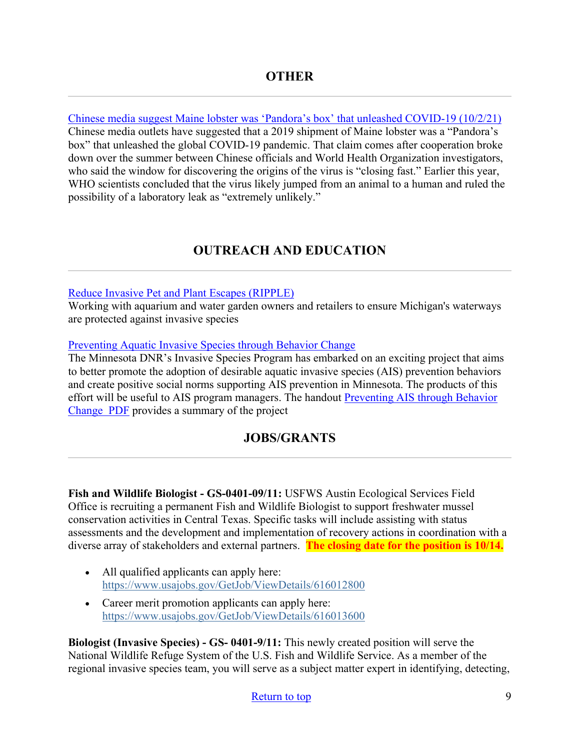## OTHER

[Chinese media suggest Maine lobster was 'Pandora's box' that unleashed COVID-19 (10/2/21)]
Chinese media outlets have suggested that a 2019 shipment of Maine lobster was a "Pandora's box" that unleashed the global COVID-19 pandemic. That claim comes after cooperation broke down over the summer between Chinese officials and World Health Organization investigators, who said the window for discovering the origins of the virus is "closing fast." Earlier this year, WHO scientists concluded that the virus likely jumped from an animal to a human and ruled the possibility of a laboratory leak as "extremely unlikely."

## OUTREACH AND EDUCATION

[Reduce Invasive Pet and Plant Escapes (RIPPLE)]
Working with aquarium and water garden owners and retailers to ensure Michigan's waterways are protected against invasive species

[Preventing Aquatic Invasive Species through Behavior Change]
The Minnesota DNR's Invasive Species Program has embarked on an exciting project that aims to better promote the adoption of desirable aquatic invasive species (AIS) prevention behaviors and create positive social norms supporting AIS prevention in Minnesota. The products of this effort will be useful to AIS program managers. The handout [Preventing AIS through Behavior Change PDF] provides a summary of the project

## JOBS/GRANTS

**Fish and Wildlife Biologist - GS-0401-09/11:** USFWS Austin Ecological Services Field Office is recruiting a permanent Fish and Wildlife Biologist to support freshwater mussel conservation activities in Central Texas. Specific tasks will include assisting with status assessments and the development and implementation of recovery actions in coordination with a diverse array of stakeholders and external partners. **The closing date for the position is 10/14.**

- All qualified applicants can apply here: https://www.usajobs.gov/GetJob/ViewDetails/616012800
- Career merit promotion applicants can apply here: https://www.usajobs.gov/GetJob/ViewDetails/616013600

**Biologist (Invasive Species) - GS- 0401-9/11:** This newly created position will serve the National Wildlife Refuge System of the U.S. Fish and Wildlife Service. As a member of the regional invasive species team, you will serve as a subject matter expert in identifying, detecting,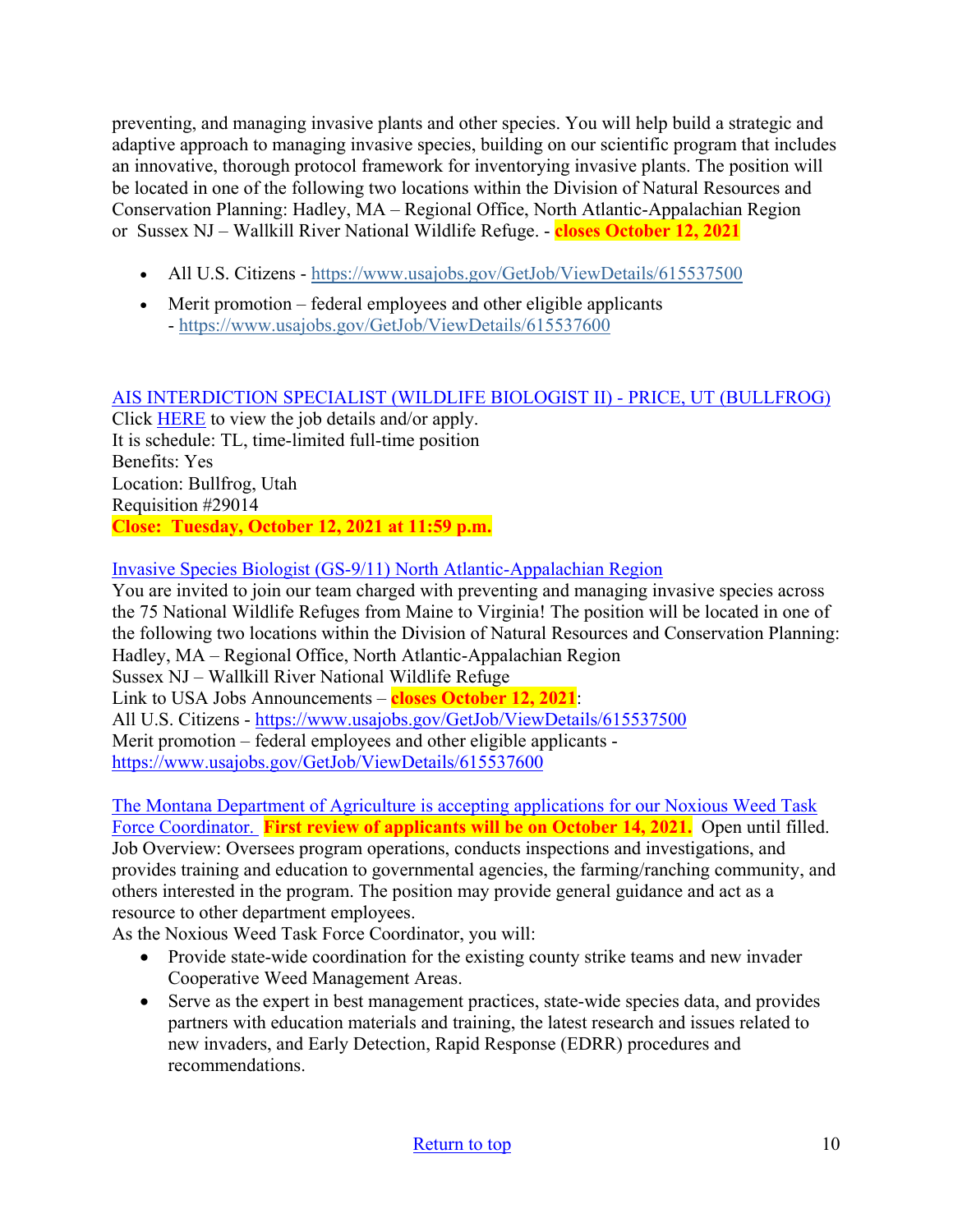preventing, and managing invasive plants and other species. You will help build a strategic and adaptive approach to managing invasive species, building on our scientific program that includes an innovative, thorough protocol framework for inventorying invasive plants. The position will be located in one of the following two locations within the Division of Natural Resources and Conservation Planning: Hadley, MA – Regional Office, North Atlantic-Appalachian Region or Sussex NJ – Wallkill River National Wildlife Refuge. - **closes October 12, 2021**

- All U.S. Citizens - https://www.usajobs.gov/GetJob/ViewDetails/615537500
- Merit promotion – federal employees and other eligible applicants - https://www.usajobs.gov/GetJob/ViewDetails/615537600

AIS INTERDICTION SPECIALIST (WILDLIFE BIOLOGIST II) - PRICE, UT (BULLFROG)
Click HERE to view the job details and/or apply.
It is schedule: TL, time-limited full-time position
Benefits: Yes
Location: Bullfrog, Utah
Requisition #29014
**Close: Tuesday, October 12, 2021 at 11:59 p.m.**

Invasive Species Biologist (GS-9/11) North Atlantic-Appalachian Region
You are invited to join our team charged with preventing and managing invasive species across the 75 National Wildlife Refuges from Maine to Virginia! The position will be located in one of the following two locations within the Division of Natural Resources and Conservation Planning:
Hadley, MA – Regional Office, North Atlantic-Appalachian Region
Sussex NJ – Wallkill River National Wildlife Refuge
Link to USA Jobs Announcements – **closes October 12, 2021**:
All U.S. Citizens - https://www.usajobs.gov/GetJob/ViewDetails/615537500
Merit promotion – federal employees and other eligible applicants - https://www.usajobs.gov/GetJob/ViewDetails/615537600

The Montana Department of Agriculture is accepting applications for our Noxious Weed Task Force Coordinator. **First review of applicants will be on October 14, 2021.** Open until filled.
Job Overview: Oversees program operations, conducts inspections and investigations, and provides training and education to governmental agencies, the farming/ranching community, and others interested in the program. The position may provide general guidance and act as a resource to other department employees.
As the Noxious Weed Task Force Coordinator, you will:

- Provide state-wide coordination for the existing county strike teams and new invader Cooperative Weed Management Areas.
- Serve as the expert in best management practices, state-wide species data, and provides partners with education materials and training, the latest research and issues related to new invaders, and Early Detection, Rapid Response (EDRR) procedures and recommendations.

Return to top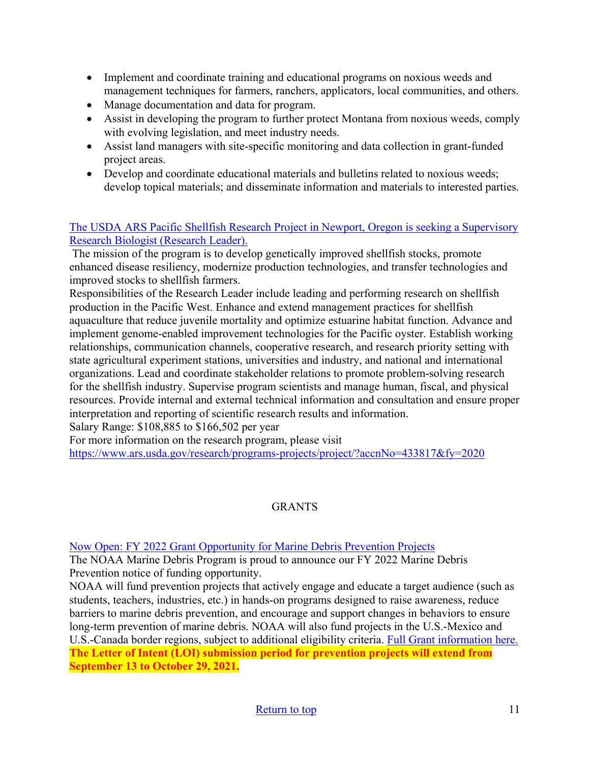- Implement and coordinate training and educational programs on noxious weeds and management techniques for farmers, ranchers, applicators, local communities, and others.
- Manage documentation and data for program.
- Assist in developing the program to further protect Montana from noxious weeds, comply with evolving legislation, and meet industry needs.
- Assist land managers with site-specific monitoring and data collection in grant-funded project areas.
- Develop and coordinate educational materials and bulletins related to noxious weeds; develop topical materials; and disseminate information and materials to interested parties.

The USDA ARS Pacific Shellfish Research Project in Newport, Oregon is seeking a Supervisory Research Biologist (Research Leader).

The mission of the program is to develop genetically improved shellfish stocks, promote enhanced disease resiliency, modernize production technologies, and transfer technologies and improved stocks to shellfish farmers.

Responsibilities of the Research Leader include leading and performing research on shellfish production in the Pacific West. Enhance and extend management practices for shellfish aquaculture that reduce juvenile mortality and optimize estuarine habitat function. Advance and implement genome-enabled improvement technologies for the Pacific oyster. Establish working relationships, communication channels, cooperative research, and research priority setting with state agricultural experiment stations, universities and industry, and national and international organizations. Lead and coordinate stakeholder relations to promote problem-solving research for the shellfish industry. Supervise program scientists and manage human, fiscal, and physical resources. Provide internal and external technical information and consultation and ensure proper interpretation and reporting of scientific research results and information.

Salary Range: $108,885 to $166,502 per year

For more information on the research program, please visit https://www.ars.usda.gov/research/programs-projects/project/?accnNo=433817&fy=2020

## GRANTS

Now Open: FY 2022 Grant Opportunity for Marine Debris Prevention Projects

The NOAA Marine Debris Program is proud to announce our FY 2022 Marine Debris Prevention notice of funding opportunity.

NOAA will fund prevention projects that actively engage and educate a target audience (such as students, teachers, industries, etc.) in hands-on programs designed to raise awareness, reduce barriers to marine debris prevention, and encourage and support changes in behaviors to ensure long-term prevention of marine debris. NOAA will also fund projects in the U.S.-Mexico and U.S.-Canada border regions, subject to additional eligibility criteria. Full Grant information here.

**The Letter of Intent (LOI) submission period for prevention projects will extend from September 13 to October 29, 2021.**

Return to top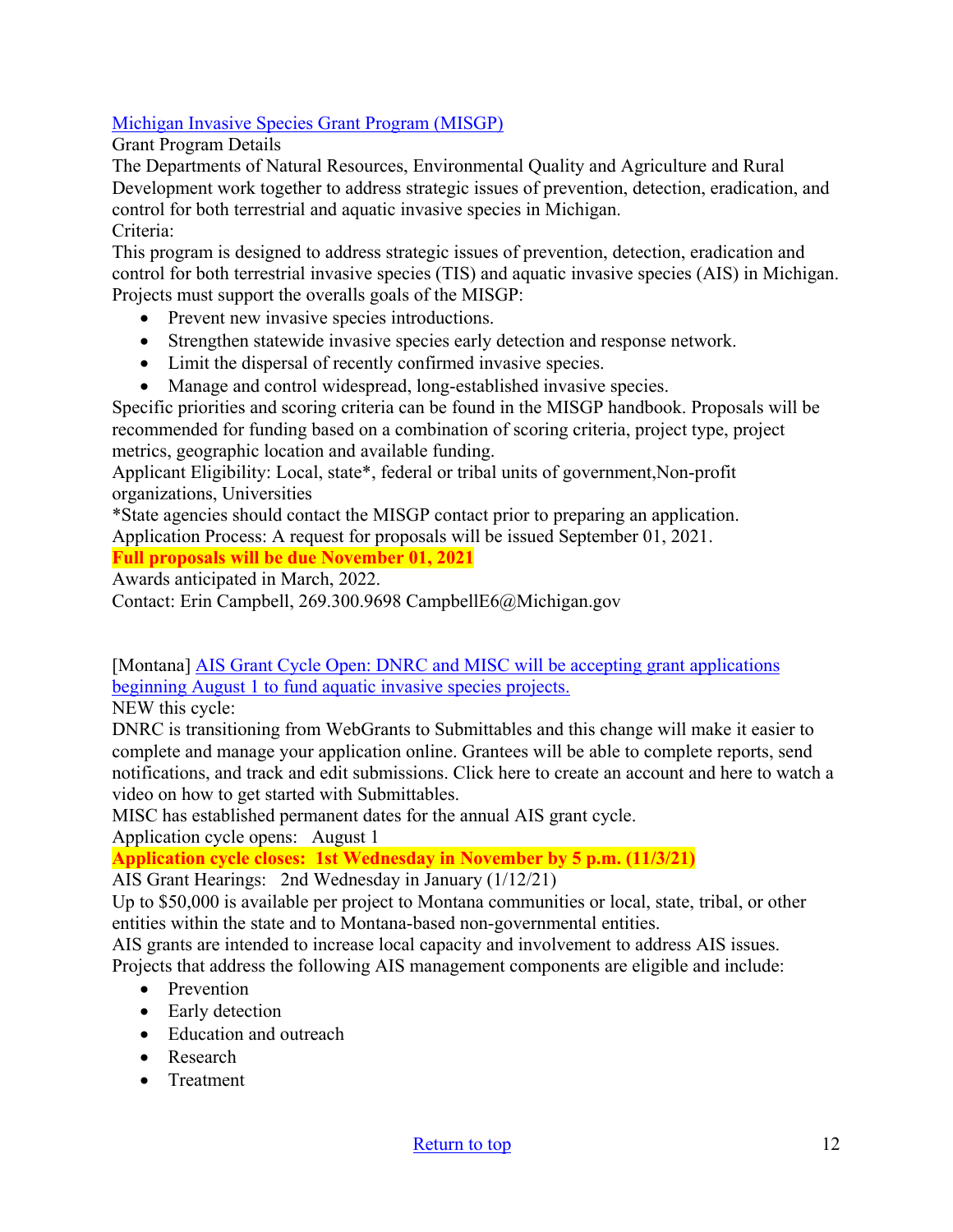[Michigan Invasive Species Grant Program (MISGP)](#)

Grant Program Details

The Departments of Natural Resources, Environmental Quality and Agriculture and Rural Development work together to address strategic issues of prevention, detection, eradication, and control for both terrestrial and aquatic invasive species in Michigan.

Criteria:

This program is designed to address strategic issues of prevention, detection, eradication and control for both terrestrial invasive species (TIS) and aquatic invasive species (AIS) in Michigan. Projects must support the overalls goals of the MISGP:

- Prevent new invasive species introductions.
- Strengthen statewide invasive species early detection and response network.
- Limit the dispersal of recently confirmed invasive species.
- Manage and control widespread, long-established invasive species.

Specific priorities and scoring criteria can be found in the MISGP handbook. Proposals will be recommended for funding based on a combination of scoring criteria, project type, project metrics, geographic location and available funding.

Applicant Eligibility: Local, state*, federal or tribal units of government,Non-profit organizations, Universities

*State agencies should contact the MISGP contact prior to preparing an application.

Application Process: A request for proposals will be issued September 01, 2021.

**Full proposals will be due November 01, 2021**

Awards anticipated in March, 2022.

Contact: Erin Campbell, 269.300.9698 CampbellE6@Michigan.gov

[Montana] [AIS Grant Cycle Open: DNRC and MISC will be accepting grant applications beginning August 1 to fund aquatic invasive species projects.](#)

NEW this cycle:

DNRC is transitioning from WebGrants to Submittables and this change will make it easier to complete and manage your application online. Grantees will be able to complete reports, send notifications, and track and edit submissions. Click here to create an account and here to watch a video on how to get started with Submittables.

MISC has established permanent dates for the annual AIS grant cycle.

Application cycle opens: August 1

**Application cycle closes: 1st Wednesday in November by 5 p.m. (11/3/21)**

AIS Grant Hearings: 2nd Wednesday in January (1/12/21)

Up to $50,000 is available per project to Montana communities or local, state, tribal, or other entities within the state and to Montana-based non-governmental entities.

AIS grants are intended to increase local capacity and involvement to address AIS issues. Projects that address the following AIS management components are eligible and include:

- Prevention
- Early detection
- Education and outreach
- Research
- Treatment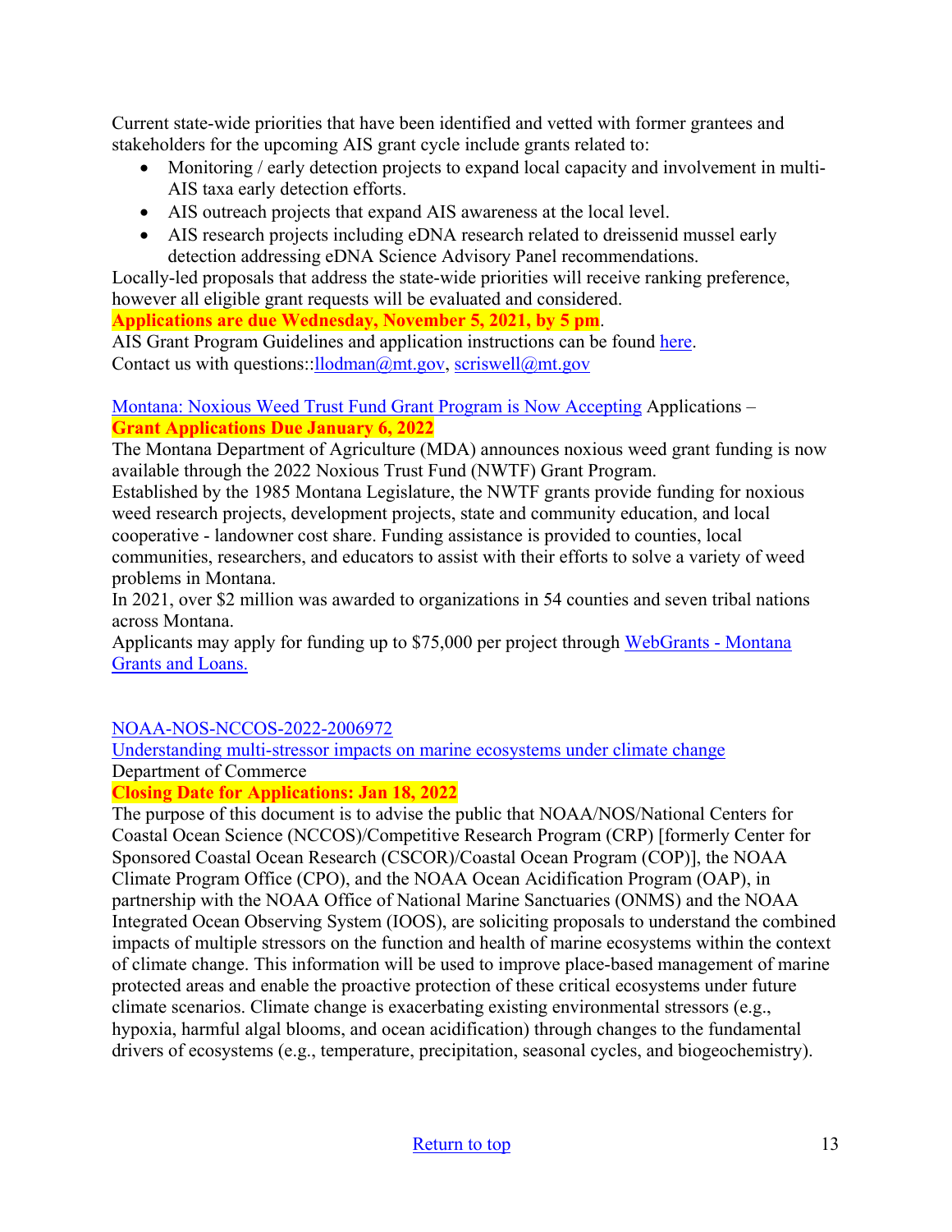Current state-wide priorities that have been identified and vetted with former grantees and stakeholders for the upcoming AIS grant cycle include grants related to:

- Monitoring / early detection projects to expand local capacity and involvement in multi-AIS taxa early detection efforts.
- AIS outreach projects that expand AIS awareness at the local level.
- AIS research projects including eDNA research related to dreissenid mussel early detection addressing eDNA Science Advisory Panel recommendations.

Locally-led proposals that address the state-wide priorities will receive ranking preference, however all eligible grant requests will be evaluated and considered.

**Applications are due Wednesday, November 5, 2021, by 5 pm**.

AIS Grant Program Guidelines and application instructions can be found here.

Contact us with questions::llodman@mt.gov, scriswell@mt.gov

Montana: Noxious Weed Trust Fund Grant Program is Now Accepting Applications – **Grant Applications Due January 6, 2022**

The Montana Department of Agriculture (MDA) announces noxious weed grant funding is now available through the 2022 Noxious Trust Fund (NWTF) Grant Program.

Established by the 1985 Montana Legislature, the NWTF grants provide funding for noxious weed research projects, development projects, state and community education, and local cooperative - landowner cost share. Funding assistance is provided to counties, local communities, researchers, and educators to assist with their efforts to solve a variety of weed problems in Montana.

In 2021, over $2 million was awarded to organizations in 54 counties and seven tribal nations across Montana.

Applicants may apply for funding up to $75,000 per project through WebGrants - Montana Grants and Loans.

NOAA-NOS-NCCOS-2022-2006972

Understanding multi-stressor impacts on marine ecosystems under climate change

Department of Commerce

**Closing Date for Applications: Jan 18, 2022**

The purpose of this document is to advise the public that NOAA/NOS/National Centers for Coastal Ocean Science (NCCOS)/Competitive Research Program (CRP) [formerly Center for Sponsored Coastal Ocean Research (CSCOR)/Coastal Ocean Program (COP)], the NOAA Climate Program Office (CPO), and the NOAA Ocean Acidification Program (OAP), in partnership with the NOAA Office of National Marine Sanctuaries (ONMS) and the NOAA Integrated Ocean Observing System (IOOS), are soliciting proposals to understand the combined impacts of multiple stressors on the function and health of marine ecosystems within the context of climate change. This information will be used to improve place-based management of marine protected areas and enable the proactive protection of these critical ecosystems under future climate scenarios. Climate change is exacerbating existing environmental stressors (e.g., hypoxia, harmful algal blooms, and ocean acidification) through changes to the fundamental drivers of ecosystems (e.g., temperature, precipitation, seasonal cycles, and biogeochemistry).

Return to top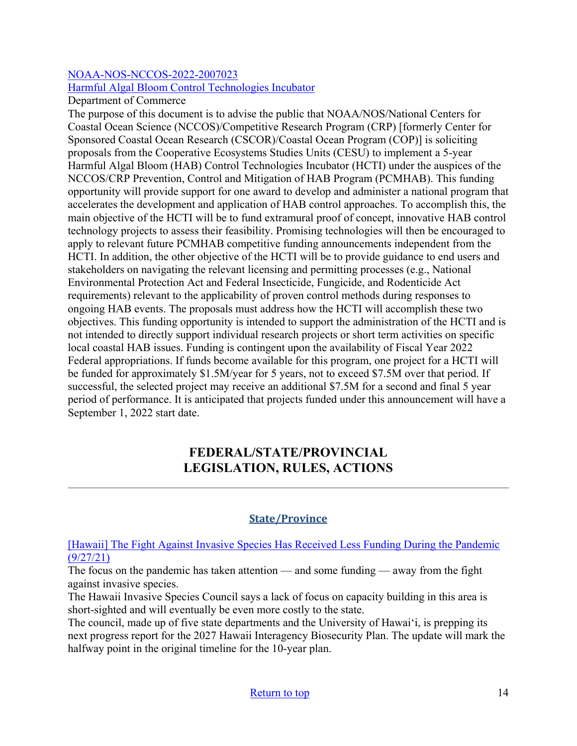[NOAA-NOS-NCCOS-2022-2007023](#)
[Harmful Algal Bloom Control Technologies Incubator](#)
Department of Commerce
The purpose of this document is to advise the public that NOAA/NOS/National Centers for Coastal Ocean Science (NCCOS)/Competitive Research Program (CRP) [formerly Center for Sponsored Coastal Ocean Research (CSCOR)/Coastal Ocean Program (COP)] is soliciting proposals from the Cooperative Ecosystems Studies Units (CESU) to implement a 5-year Harmful Algal Bloom (HAB) Control Technologies Incubator (HCTI) under the auspices of the NCCOS/CRP Prevention, Control and Mitigation of HAB Program (PCMHAB). This funding opportunity will provide support for one award to develop and administer a national program that accelerates the development and application of HAB control approaches. To accomplish this, the main objective of the HCTI will be to fund extramural proof of concept, innovative HAB control technology projects to assess their feasibility. Promising technologies will then be encouraged to apply to relevant future PCMHAB competitive funding announcements independent from the HCTI. In addition, the other objective of the HCTI will be to provide guidance to end users and stakeholders on navigating the relevant licensing and permitting processes (e.g., National Environmental Protection Act and Federal Insecticide, Fungicide, and Rodenticide Act requirements) relevant to the applicability of proven control methods during responses to ongoing HAB events. The proposals must address how the HCTI will accomplish these two objectives. This funding opportunity is intended to support the administration of the HCTI and is not intended to directly support individual research projects or short term activities on specific local coastal HAB issues. Funding is contingent upon the availability of Fiscal Year 2022 Federal appropriations. If funds become available for this program, one project for a HCTI will be funded for approximately $1.5M/year for 5 years, not to exceed $7.5M over that period. If successful, the selected project may receive an additional $7.5M for a second and final 5 year period of performance. It is anticipated that projects funded under this announcement will have a September 1, 2022 start date.

## FEDERAL/STATE/PROVINCIAL LEGISLATION, RULES, ACTIONS

---

### State/Province

[[Hawaii] The Fight Against Invasive Species Has Received Less Funding During the Pandemic (9/27/21)](#)
The focus on the pandemic has taken attention — and some funding — away from the fight against invasive species.
The Hawaii Invasive Species Council says a lack of focus on capacity building in this area is short-sighted and will eventually be even more costly to the state.
The council, made up of five state departments and the University of Hawaiʻi, is prepping its next progress report for the 2027 Hawaii Interagency Biosecurity Plan. The update will mark the halfway point in the original timeline for the 10-year plan.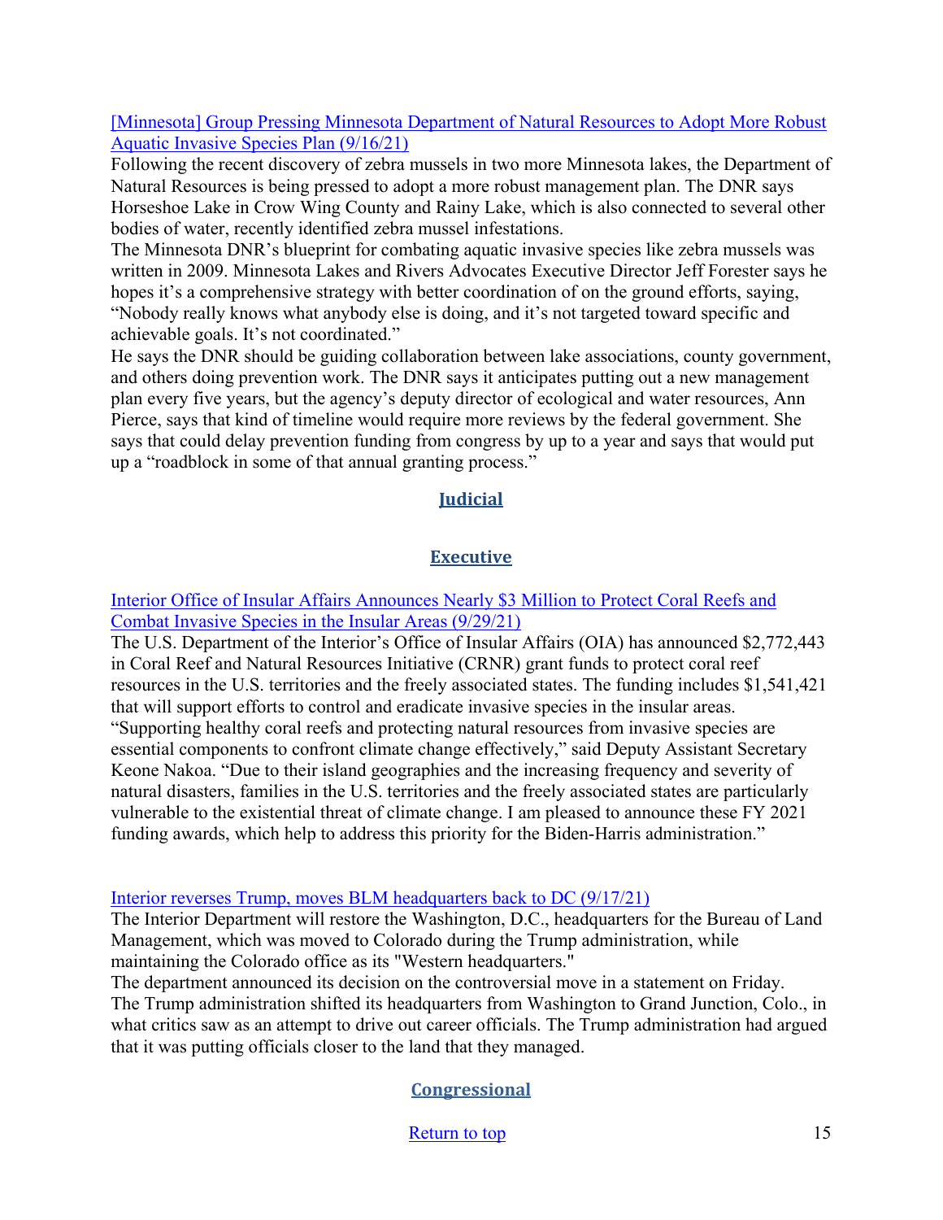[Minnesota] Group Pressing Minnesota Department of Natural Resources to Adopt More Robust Aquatic Invasive Species Plan (9/16/21)

Following the recent discovery of zebra mussels in two more Minnesota lakes, the Department of Natural Resources is being pressed to adopt a more robust management plan. The DNR says Horseshoe Lake in Crow Wing County and Rainy Lake, which is also connected to several other bodies of water, recently identified zebra mussel infestations.

The Minnesota DNR's blueprint for combating aquatic invasive species like zebra mussels was written in 2009. Minnesota Lakes and Rivers Advocates Executive Director Jeff Forester says he hopes it's a comprehensive strategy with better coordination of on the ground efforts, saying, "Nobody really knows what anybody else is doing, and it's not targeted toward specific and achievable goals. It's not coordinated."

He says the DNR should be guiding collaboration between lake associations, county government, and others doing prevention work. The DNR says it anticipates putting out a new management plan every five years, but the agency's deputy director of ecological and water resources, Ann Pierce, says that kind of timeline would require more reviews by the federal government. She says that could delay prevention funding from congress by up to a year and says that would put up a "roadblock in some of that annual granting process."

## Judicial

## Executive

Interior Office of Insular Affairs Announces Nearly $3 Million to Protect Coral Reefs and Combat Invasive Species in the Insular Areas (9/29/21)

The U.S. Department of the Interior's Office of Insular Affairs (OIA) has announced $2,772,443 in Coral Reef and Natural Resources Initiative (CRNR) grant funds to protect coral reef resources in the U.S. territories and the freely associated states. The funding includes $1,541,421 that will support efforts to control and eradicate invasive species in the insular areas. "Supporting healthy coral reefs and protecting natural resources from invasive species are essential components to confront climate change effectively," said Deputy Assistant Secretary Keone Nakoa. "Due to their island geographies and the increasing frequency and severity of natural disasters, families in the U.S. territories and the freely associated states are particularly vulnerable to the existential threat of climate change. I am pleased to announce these FY 2021 funding awards, which help to address this priority for the Biden-Harris administration."

Interior reverses Trump, moves BLM headquarters back to DC (9/17/21)

The Interior Department will restore the Washington, D.C., headquarters for the Bureau of Land Management, which was moved to Colorado during the Trump administration, while maintaining the Colorado office as its "Western headquarters."

The department announced its decision on the controversial move in a statement on Friday. The Trump administration shifted its headquarters from Washington to Grand Junction, Colo., in what critics saw as an attempt to drive out career officials. The Trump administration had argued that it was putting officials closer to the land that they managed.

## Congressional

Return to top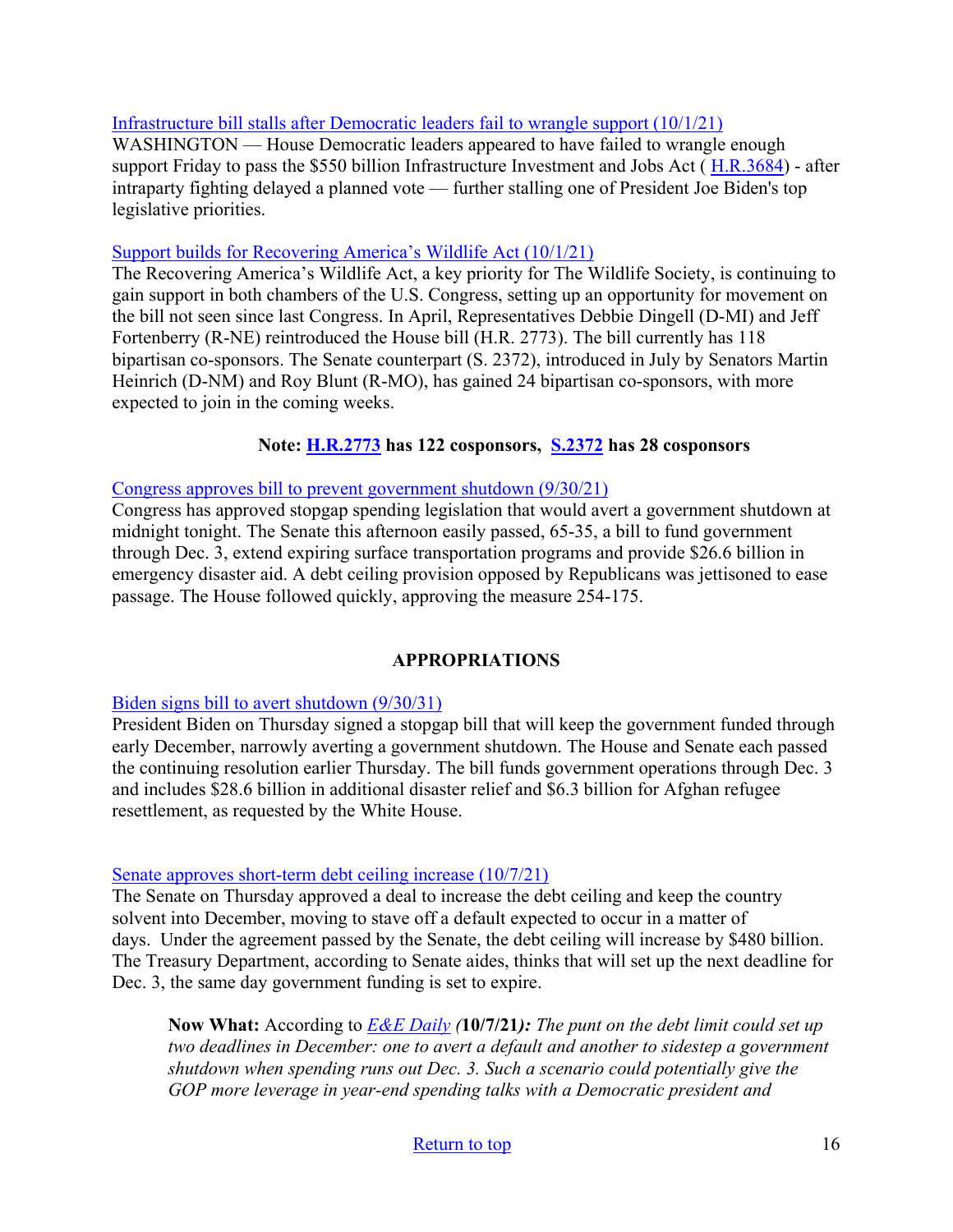[Infrastructure bill stalls after Democratic leaders fail to wrangle support (10/1/21)]
WASHINGTON — House Democratic leaders appeared to have failed to wrangle enough support Friday to pass the $550 billion Infrastructure Investment and Jobs Act ( [H.R.3684]) - after intraparty fighting delayed a planned vote — further stalling one of President Joe Biden's top legislative priorities.

[Support builds for Recovering America's Wildlife Act (10/1/21)]
The Recovering America's Wildlife Act, a key priority for The Wildlife Society, is continuing to gain support in both chambers of the U.S. Congress, setting up an opportunity for movement on the bill not seen since last Congress. In April, Representatives Debbie Dingell (D-MI) and Jeff Fortenberry (R-NE) reintroduced the House bill (H.R. 2773). The bill currently has 118 bipartisan co-sponsors. The Senate counterpart (S. 2372), introduced in July by Senators Martin Heinrich (D-NM) and Roy Blunt (R-MO), has gained 24 bipartisan co-sponsors, with more expected to join in the coming weeks.

**Note: [H.R.2773] has 122 cosponsors, [S.2372] has 28 cosponsors**

[Congress approves bill to prevent government shutdown (9/30/21)]
Congress has approved stopgap spending legislation that would avert a government shutdown at midnight tonight. The Senate this afternoon easily passed, 65-35, a bill to fund government through Dec. 3, extend expiring surface transportation programs and provide $26.6 billion in emergency disaster aid. A debt ceiling provision opposed by Republicans was jettisoned to ease passage. The House followed quickly, approving the measure 254-175.

## APPROPRIATIONS

[Biden signs bill to avert shutdown (9/30/31)]
President Biden on Thursday signed a stopgap bill that will keep the government funded through early December, narrowly averting a government shutdown. The House and Senate each passed the continuing resolution earlier Thursday. The bill funds government operations through Dec. 3 and includes $28.6 billion in additional disaster relief and $6.3 billion for Afghan refugee resettlement, as requested by the White House.

[Senate approves short-term debt ceiling increase (10/7/21)]
The Senate on Thursday approved a deal to increase the debt ceiling and keep the country solvent into December, moving to stave off a default expected to occur in a matter of days. Under the agreement passed by the Senate, the debt ceiling will increase by $480 billion. The Treasury Department, according to Senate aides, thinks that will set up the next deadline for Dec. 3, the same day government funding is set to expire.

> **Now What:** According to *[E&E Daily]* *(***10/7/21***): The punt on the debt limit could set up two deadlines in December: one to avert a default and another to sidestep a government shutdown when spending runs out Dec. 3. Such a scenario could potentially give the GOP more leverage in year-end spending talks with a Democratic president and*

[Return to top]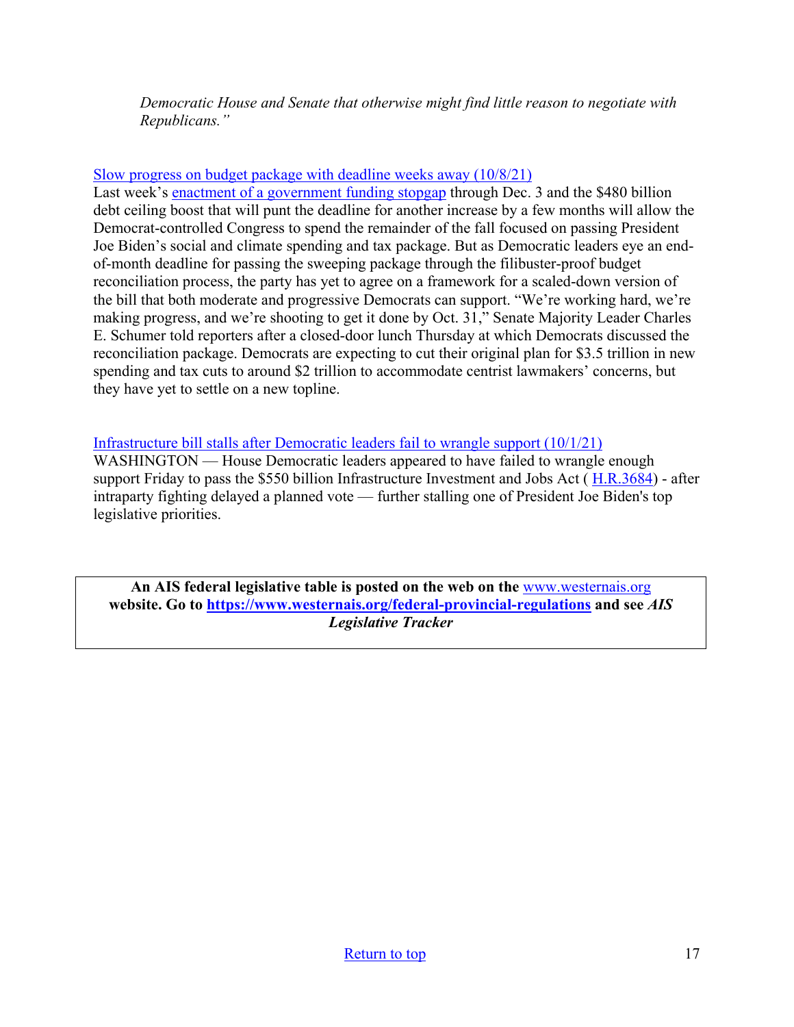*Democratic House and Senate that otherwise might find little reason to negotiate with Republicans."*

Slow progress on budget package with deadline weeks away (10/8/21)
Last week's enactment of a government funding stopgap through Dec. 3 and the $480 billion debt ceiling boost that will punt the deadline for another increase by a few months will allow the Democrat-controlled Congress to spend the remainder of the fall focused on passing President Joe Biden's social and climate spending and tax package. But as Democratic leaders eye an end-of-month deadline for passing the sweeping package through the filibuster-proof budget reconciliation process, the party has yet to agree on a framework for a scaled-down version of the bill that both moderate and progressive Democrats can support. "We're working hard, we're making progress, and we're shooting to get it done by Oct. 31," Senate Majority Leader Charles E. Schumer told reporters after a closed-door lunch Thursday at which Democrats discussed the reconciliation package. Democrats are expecting to cut their original plan for $3.5 trillion in new spending and tax cuts to around $2 trillion to accommodate centrist lawmakers' concerns, but they have yet to settle on a new topline.

Infrastructure bill stalls after Democratic leaders fail to wrangle support (10/1/21)
WASHINGTON — House Democratic leaders appeared to have failed to wrangle enough support Friday to pass the $550 billion Infrastructure Investment and Jobs Act ( H.R.3684) - after intraparty fighting delayed a planned vote — further stalling one of President Joe Biden's top legislative priorities.

**An AIS federal legislative table is posted on the web on the** www.westernais.org **website. Go to** **https://www.westernais.org/federal-provincial-regulations** **and see *AIS Legislative Tracker***

Return to top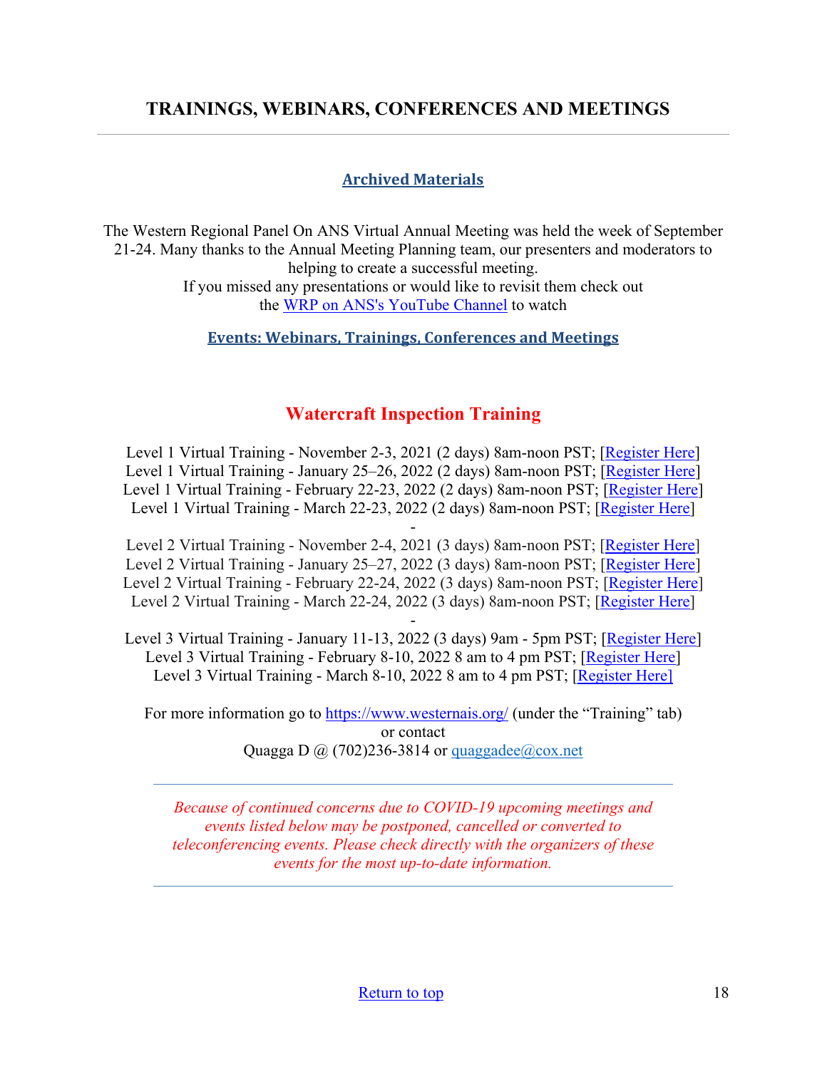## TRAININGS, WEBINARS, CONFERENCES AND MEETINGS

---

### Archived Materials

The Western Regional Panel On ANS Virtual Annual Meeting was held the week of September 21-24. Many thanks to the Annual Meeting Planning team, our presenters and moderators to helping to create a successful meeting.
If you missed any presentations or would like to revisit them check out the WRP on ANS's YouTube Channel to watch

### Events: Webinars, Trainings, Conferences and Meetings

## Watercraft Inspection Training

Level 1 Virtual Training - November 2-3, 2021 (2 days) 8am-noon PST; [Register Here]
Level 1 Virtual Training - January 25–26, 2022 (2 days) 8am-noon PST; [Register Here]
Level 1 Virtual Training - February 22-23, 2022 (2 days) 8am-noon PST; [Register Here]
Level 1 Virtual Training - March 22-23, 2022 (2 days) 8am-noon PST; [Register Here]
-
Level 2 Virtual Training - November 2-4, 2021 (3 days) 8am-noon PST; [Register Here]
Level 2 Virtual Training - January 25–27, 2022 (3 days) 8am-noon PST; [Register Here]
Level 2 Virtual Training - February 22-24, 2022 (3 days) 8am-noon PST; [Register Here]
Level 2 Virtual Training - March 22-24, 2022 (3 days) 8am-noon PST; [Register Here]
-
Level 3 Virtual Training - January 11-13, 2022 (3 days) 9am - 5pm PST; [Register Here]
Level 3 Virtual Training - February 8-10, 2022 8 am to 4 pm PST; [Register Here]
Level 3 Virtual Training - March 8-10, 2022 8 am to 4 pm PST; [Register Here]

For more information go to https://www.westernais.org/ (under the "Training" tab)
or contact
Quagga D @ (702)236-3814 or quaggadee@cox.net

---

*Because of continued concerns due to COVID-19 upcoming meetings and events listed below may be postponed, cancelled or converted to teleconferencing events. Please check directly with the organizers of these events for the most up-to-date information.*

---

Return to top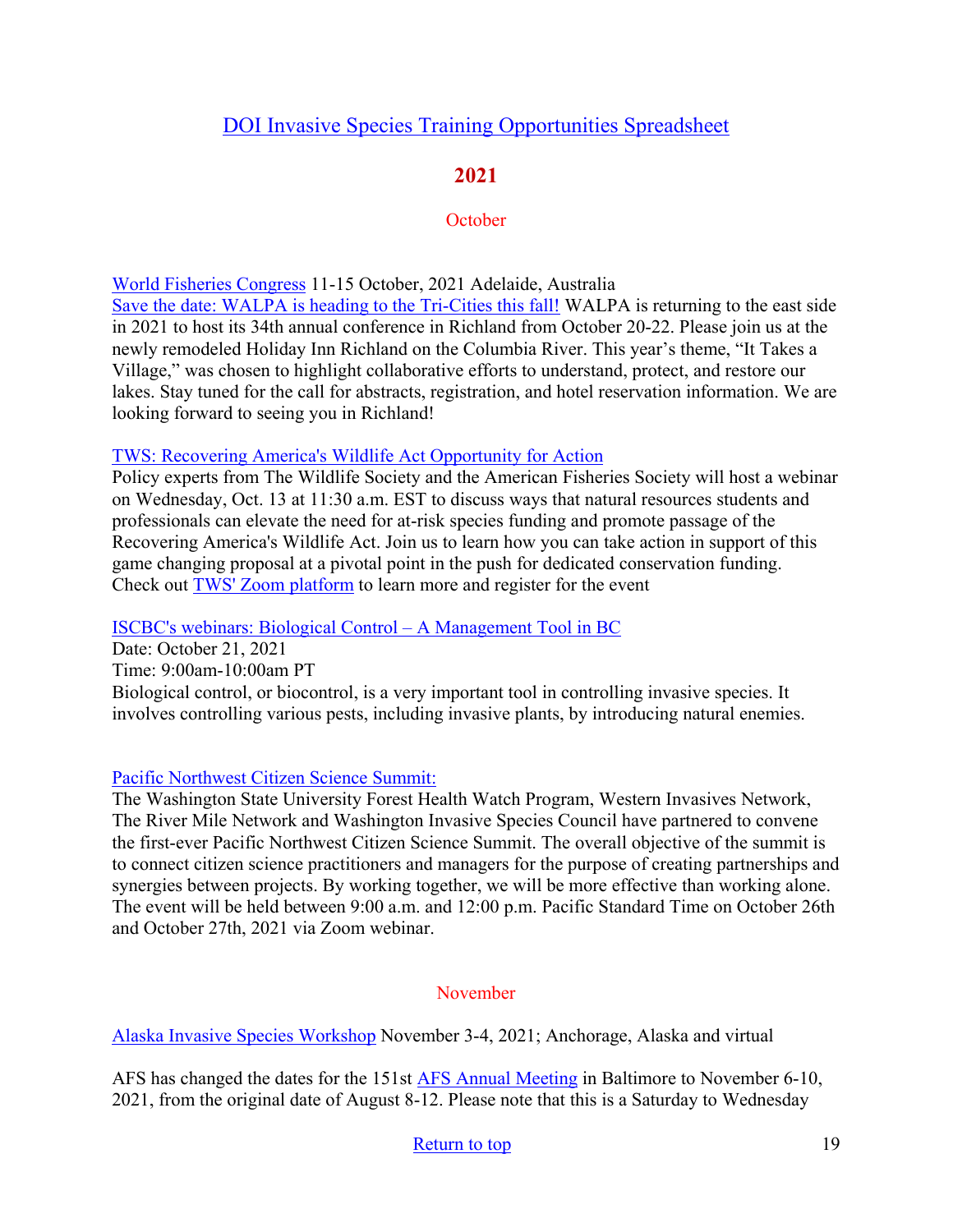## DOI Invasive Species Training Opportunities Spreadsheet

## 2021

### October

World Fisheries Congress 11-15 October, 2021 Adelaide, Australia

Save the date: WALPA is heading to the Tri-Cities this fall! WALPA is returning to the east side in 2021 to host its 34th annual conference in Richland from October 20-22. Please join us at the newly remodeled Holiday Inn Richland on the Columbia River. This year's theme, "It Takes a Village," was chosen to highlight collaborative efforts to understand, protect, and restore our lakes. Stay tuned for the call for abstracts, registration, and hotel reservation information. We are looking forward to seeing you in Richland!

TWS: Recovering America's Wildlife Act Opportunity for Action

Policy experts from The Wildlife Society and the American Fisheries Society will host a webinar on Wednesday, Oct. 13 at 11:30 a.m. EST to discuss ways that natural resources students and professionals can elevate the need for at-risk species funding and promote passage of the Recovering America's Wildlife Act. Join us to learn how you can take action in support of this game changing proposal at a pivotal point in the push for dedicated conservation funding. Check out TWS' Zoom platform to learn more and register for the event

ISCBC's webinars: Biological Control – A Management Tool in BC

Date: October 21, 2021

Time: 9:00am-10:00am PT

Biological control, or biocontrol, is a very important tool in controlling invasive species. It involves controlling various pests, including invasive plants, by introducing natural enemies.

Pacific Northwest Citizen Science Summit:

The Washington State University Forest Health Watch Program, Western Invasives Network, The River Mile Network and Washington Invasive Species Council have partnered to convene the first-ever Pacific Northwest Citizen Science Summit. The overall objective of the summit is to connect citizen science practitioners and managers for the purpose of creating partnerships and synergies between projects. By working together, we will be more effective than working alone. The event will be held between 9:00 a.m. and 12:00 p.m. Pacific Standard Time on October 26th and October 27th, 2021 via Zoom webinar.

### November

Alaska Invasive Species Workshop November 3-4, 2021; Anchorage, Alaska and virtual

AFS has changed the dates for the 151st AFS Annual Meeting in Baltimore to November 6-10, 2021, from the original date of August 8-12. Please note that this is a Saturday to Wednesday

Return to top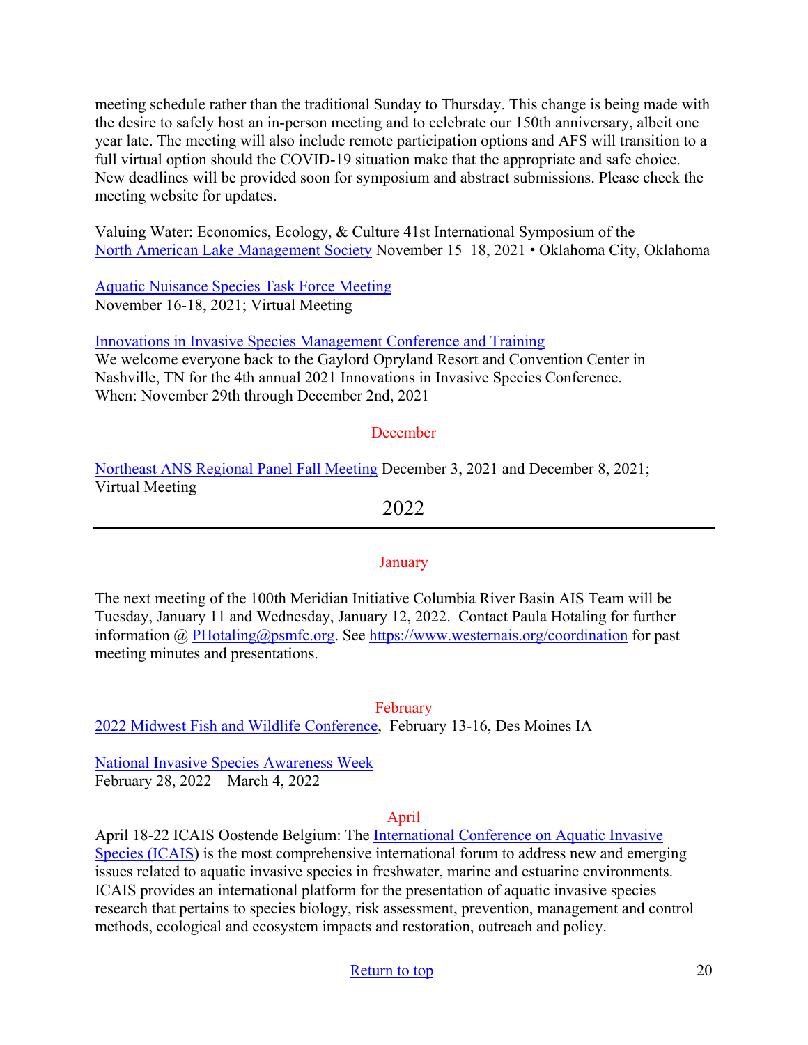meeting schedule rather than the traditional Sunday to Thursday. This change is being made with the desire to safely host an in-person meeting and to celebrate our 150th anniversary, albeit one year late. The meeting will also include remote participation options and AFS will transition to a full virtual option should the COVID-19 situation make that the appropriate and safe choice. New deadlines will be provided soon for symposium and abstract submissions. Please check the meeting website for updates.

Valuing Water: Economics, Ecology, & Culture 41st International Symposium of the North American Lake Management Society November 15–18, 2021 • Oklahoma City, Oklahoma

Aquatic Nuisance Species Task Force Meeting
November 16-18, 2021; Virtual Meeting

Innovations in Invasive Species Management Conference and Training
We welcome everyone back to the Gaylord Opryland Resort and Convention Center in Nashville, TN for the 4th annual 2021 Innovations in Invasive Species Conference.
When: November 29th through December 2nd, 2021

### December

Northeast ANS Regional Panel Fall Meeting December 3, 2021 and December 8, 2021; Virtual Meeting

## 2022

---

### January

The next meeting of the 100th Meridian Initiative Columbia River Basin AIS Team will be Tuesday, January 11 and Wednesday, January 12, 2022. Contact Paula Hotaling for further information @ PHotaling@psmfc.org. See https://www.westernais.org/coordination for past meeting minutes and presentations.

### February

2022 Midwest Fish and Wildlife Conference, February 13-16, Des Moines IA

National Invasive Species Awareness Week
February 28, 2022 – March 4, 2022

### April

April 18-22 ICAIS Oostende Belgium: The International Conference on Aquatic Invasive Species (ICAIS) is the most comprehensive international forum to address new and emerging issues related to aquatic invasive species in freshwater, marine and estuarine environments. ICAIS provides an international platform for the presentation of aquatic invasive species research that pertains to species biology, risk assessment, prevention, management and control methods, ecological and ecosystem impacts and restoration, outreach and policy.

Return to top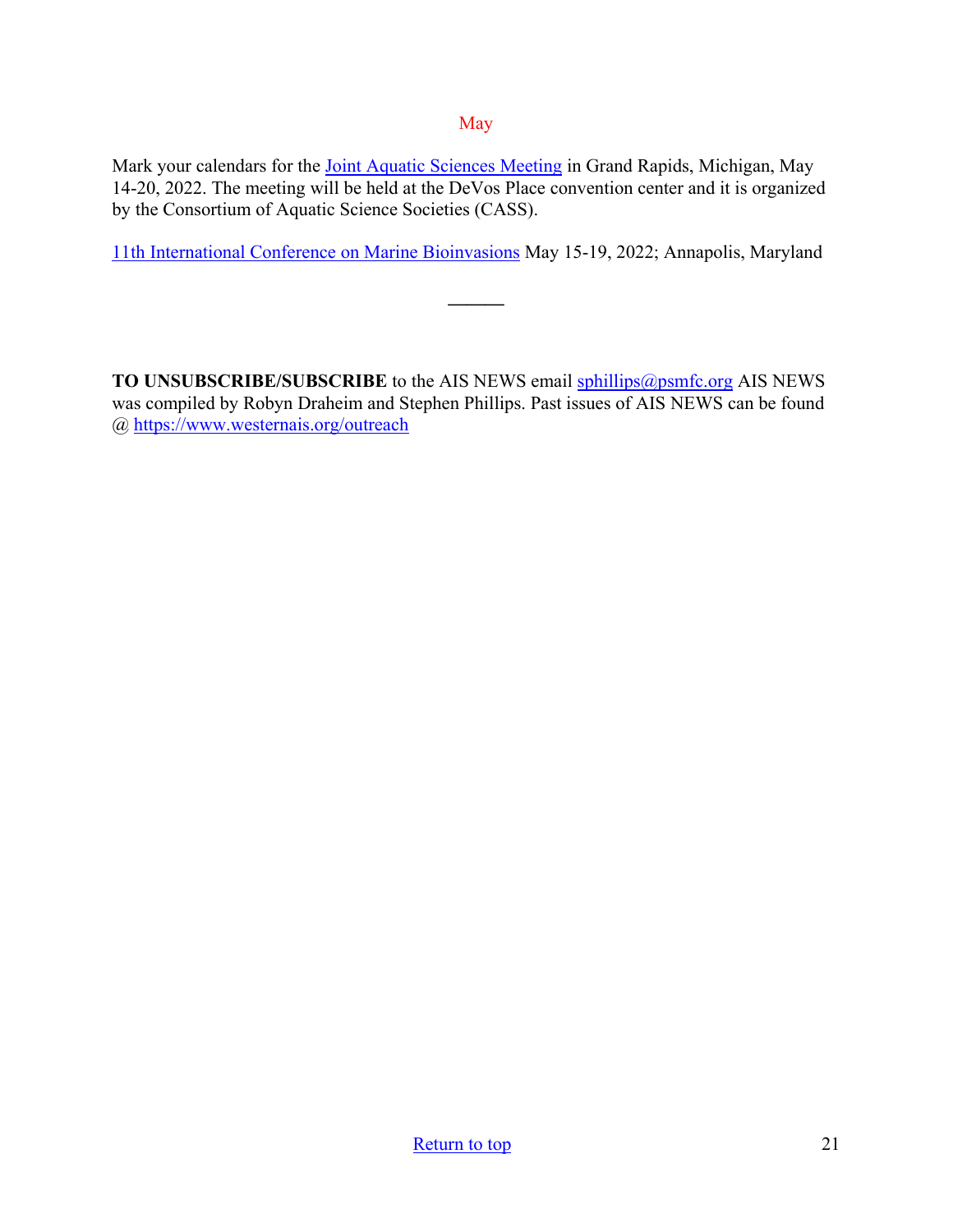May

Mark your calendars for the Joint Aquatic Sciences Meeting in Grand Rapids, Michigan, May 14-20, 2022. The meeting will be held at the DeVos Place convention center and it is organized by the Consortium of Aquatic Science Societies (CASS).

11th International Conference on Marine Bioinvasions May 15-19, 2022; Annapolis, Maryland

---

**TO UNSUBSCRIBE/SUBSCRIBE** to the AIS NEWS email sphillips@psmfc.org AIS NEWS was compiled by Robyn Draheim and Stephen Phillips. Past issues of AIS NEWS can be found @ https://www.westernais.org/outreach

Return to top